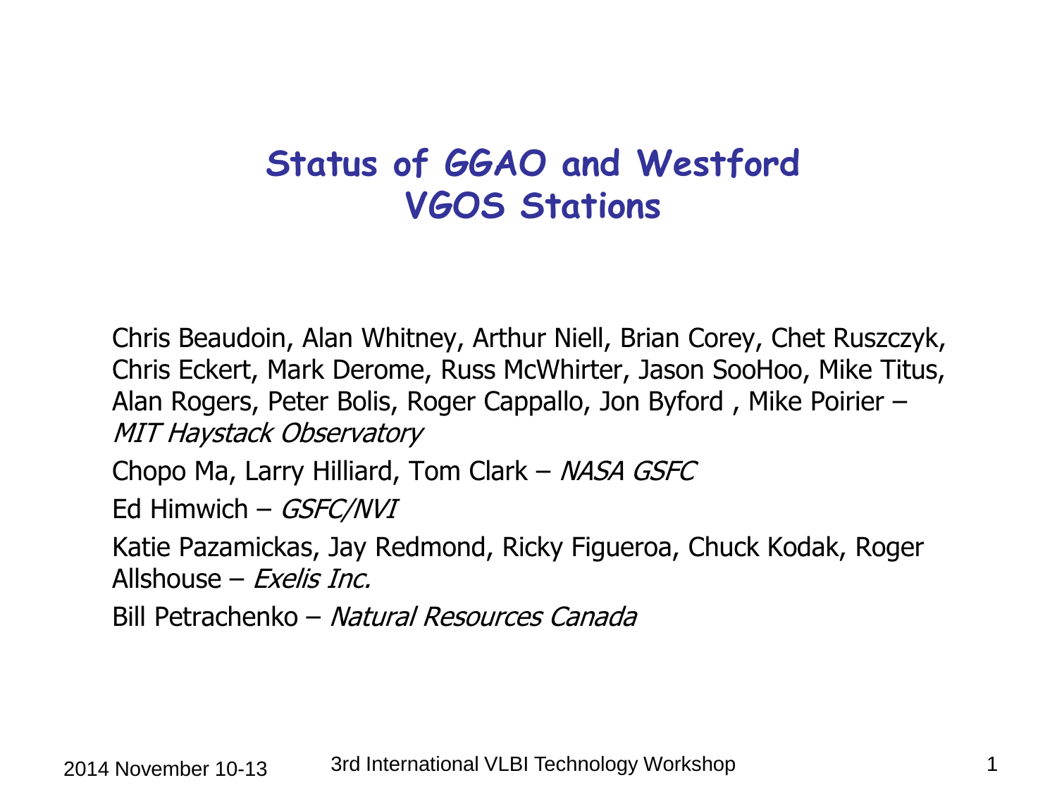# Status of GGAO and Westford VGOS Stations

Chris Beaudoin, Alan Whitney, Arthur Niell, Brian Corey, Chet Ruszczyk, Chris Eckert, Mark Derome, Russ McWhirter, Jason SooHoo, Mike Titus, Alan Rogers, Peter Bolis, Roger Cappallo, Jon Byford , Mike Poirier – *MIT Haystack Observatory*

Chopo Ma, Larry Hilliard, Tom Clark – *NASA GSFC*

Ed Himwich – *GSFC/NVI*

Katie Pazamickas, Jay Redmond, Ricky Figueroa, Chuck Kodak, Roger Allshouse – *Exelis Inc.*

Bill Petrachenko – *Natural Resources Canada*

2014 November 10-13 3rd International VLBI Technology Workshop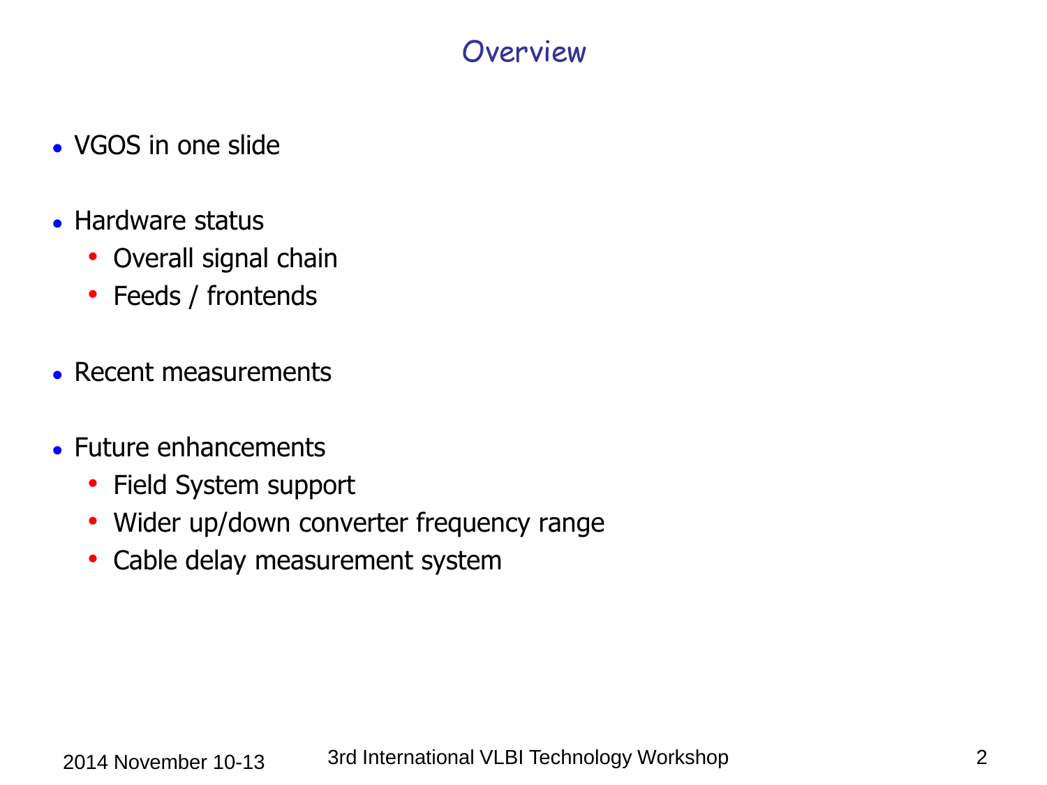# Overview

- VGOS in one slide
- Hardware status
  - Overall signal chain
  - Feeds / frontends
- Recent measurements
- Future enhancements
  - Field System support
  - Wider up/down converter frequency range
  - Cable delay measurement system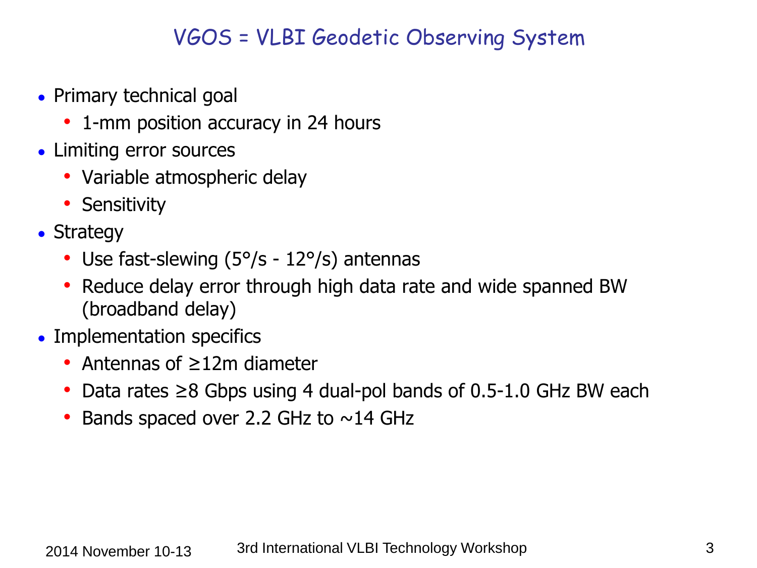# VGOS = VLBI Geodetic Observing System

- Primary technical goal
  - 1-mm position accuracy in 24 hours
- Limiting error sources
  - Variable atmospheric delay
  - Sensitivity
- Strategy
  - Use fast-slewing (5°/s - 12°/s) antennas
  - Reduce delay error through high data rate and wide spanned BW (broadband delay)
- Implementation specifics
  - Antennas of ≥12m diameter
  - Data rates ≥8 Gbps using 4 dual-pol bands of 0.5-1.0 GHz BW each
  - Bands spaced over 2.2 GHz to ~14 GHz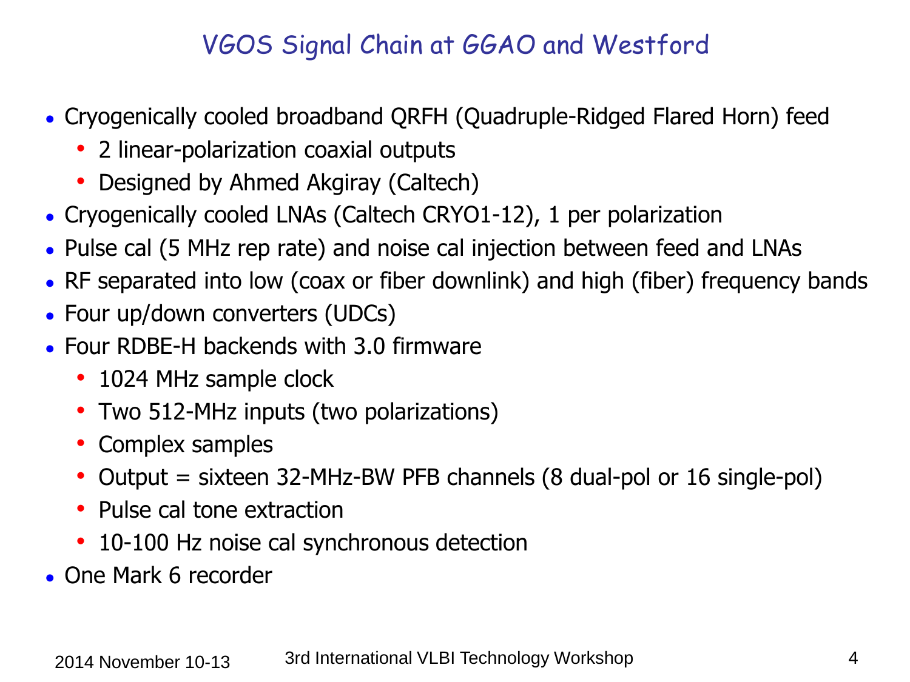# VGOS Signal Chain at GGAO and Westford

- Cryogenically cooled broadband QRFH (Quadruple-Ridged Flared Horn) feed
  - 2 linear-polarization coaxial outputs
  - Designed by Ahmed Akgiray (Caltech)
- Cryogenically cooled LNAs (Caltech CRYO1-12), 1 per polarization
- Pulse cal (5 MHz rep rate) and noise cal injection between feed and LNAs
- RF separated into low (coax or fiber downlink) and high (fiber) frequency bands
- Four up/down converters (UDCs)
- Four RDBE-H backends with 3.0 firmware
  - 1024 MHz sample clock
  - Two 512-MHz inputs (two polarizations)
  - Complex samples
  - Output = sixteen 32-MHz-BW PFB channels (8 dual-pol or 16 single-pol)
  - Pulse cal tone extraction
  - 10-100 Hz noise cal synchronous detection
- One Mark 6 recorder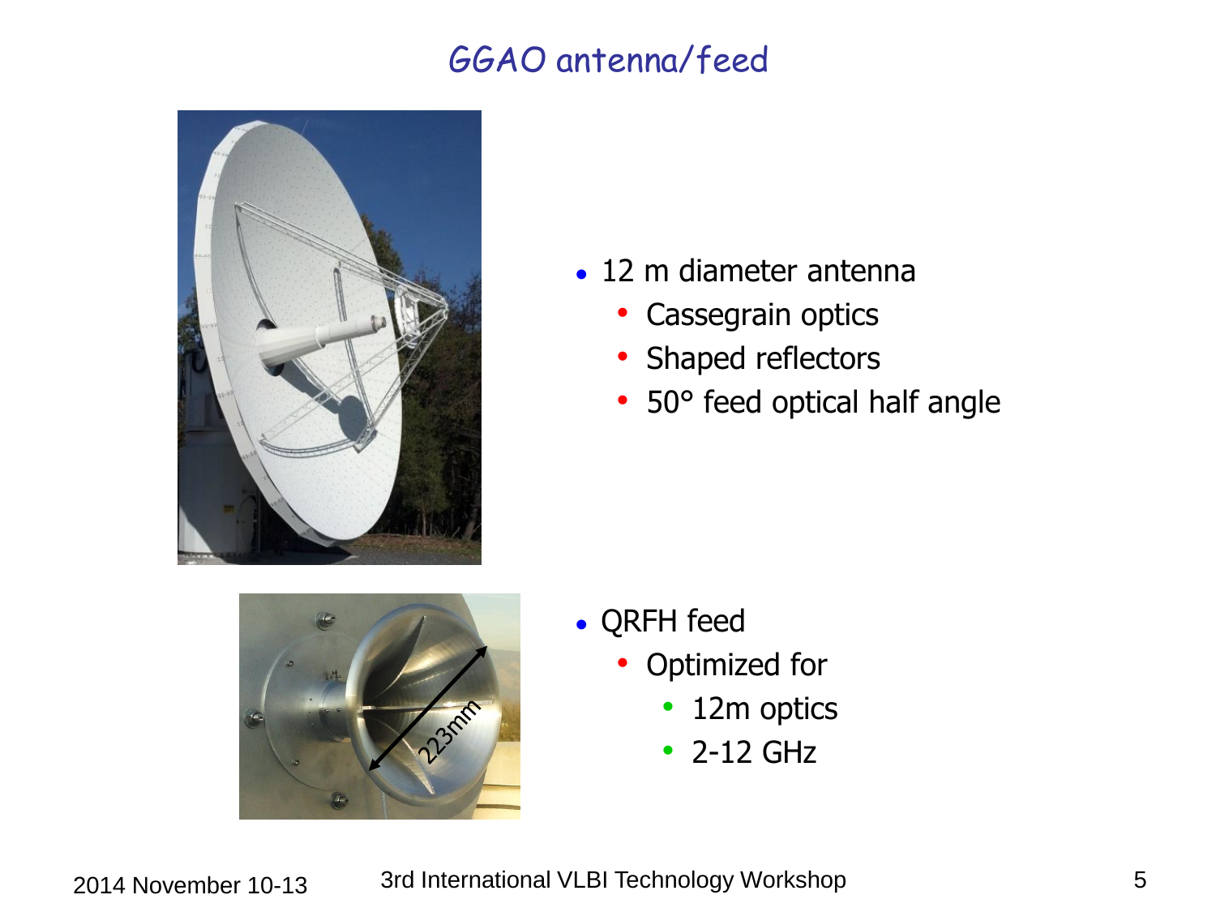# GGAO antenna/feed

- 12 m diameter antenna
  - Cassegrain optics
  - Shaped reflectors
  - 50° feed optical half angle

- QRFH feed
  - Optimized for
    - 12m optics
    - 2-12 GHz

223mm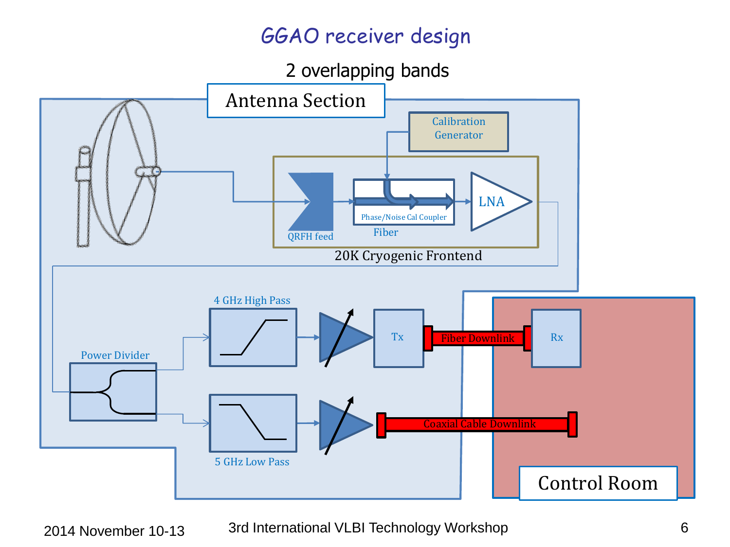# GGAO receiver design

2 overlapping bands

Antenna Section

Calibration Generator

QRFH feed

Phase/Noise Cal Coupler

Fiber

LNA

20K Cryogenic Frontend

Power Divider

4 GHz High Pass

5 GHz Low Pass

Tx

Fiber Downlink

Rx

Coaxial Cable Downlink

Control Room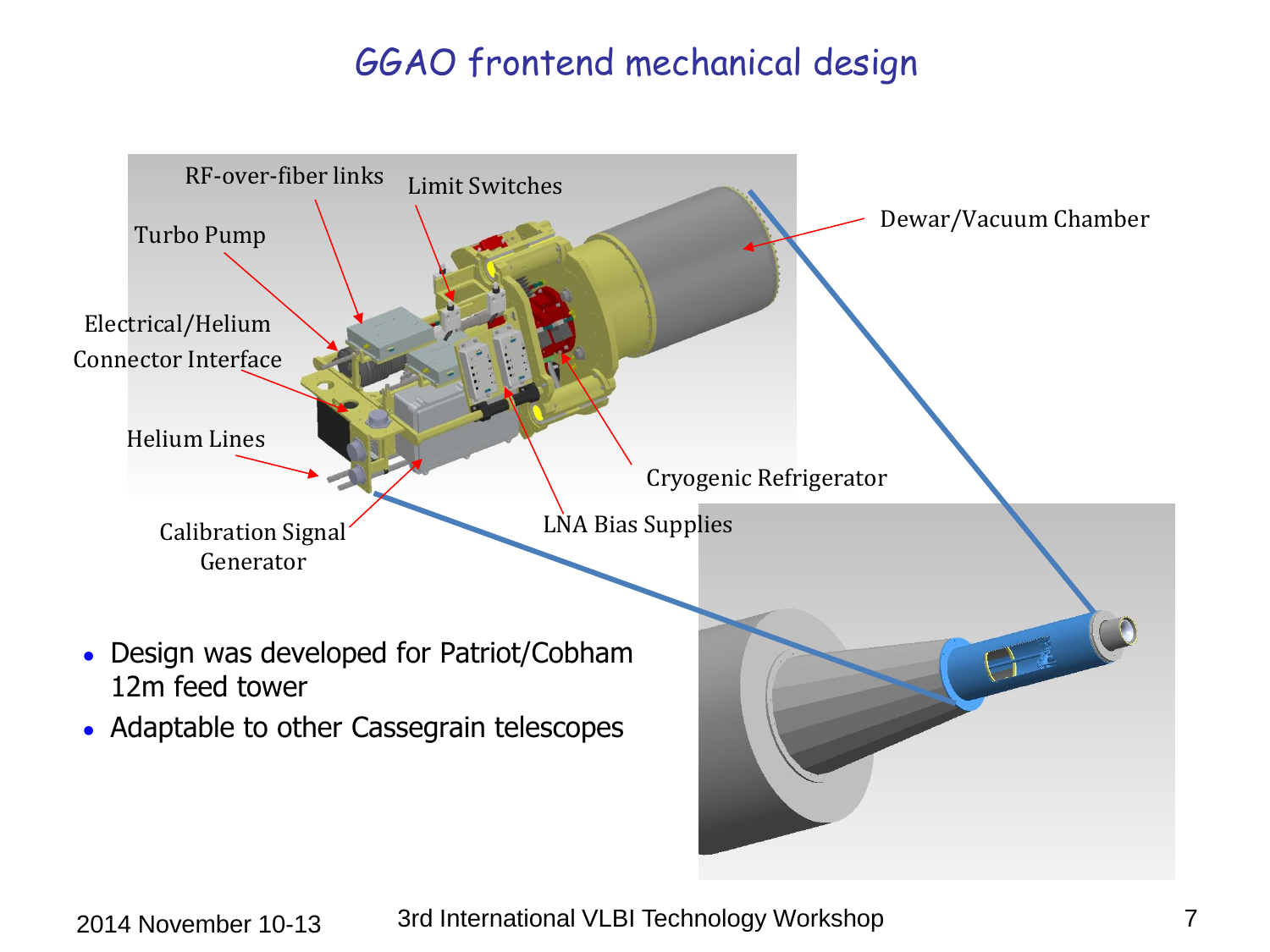# GGAO frontend mechanical design

RF-over-fiber links

Limit Switches

Turbo Pump

Electrical/Helium Connector Interface

Helium Lines

Calibration Signal Generator

LNA Bias Supplies

Cryogenic Refrigerator

Dewar/Vacuum Chamber

- Design was developed for Patriot/Cobham 12m feed tower
- Adaptable to other Cassegrain telescopes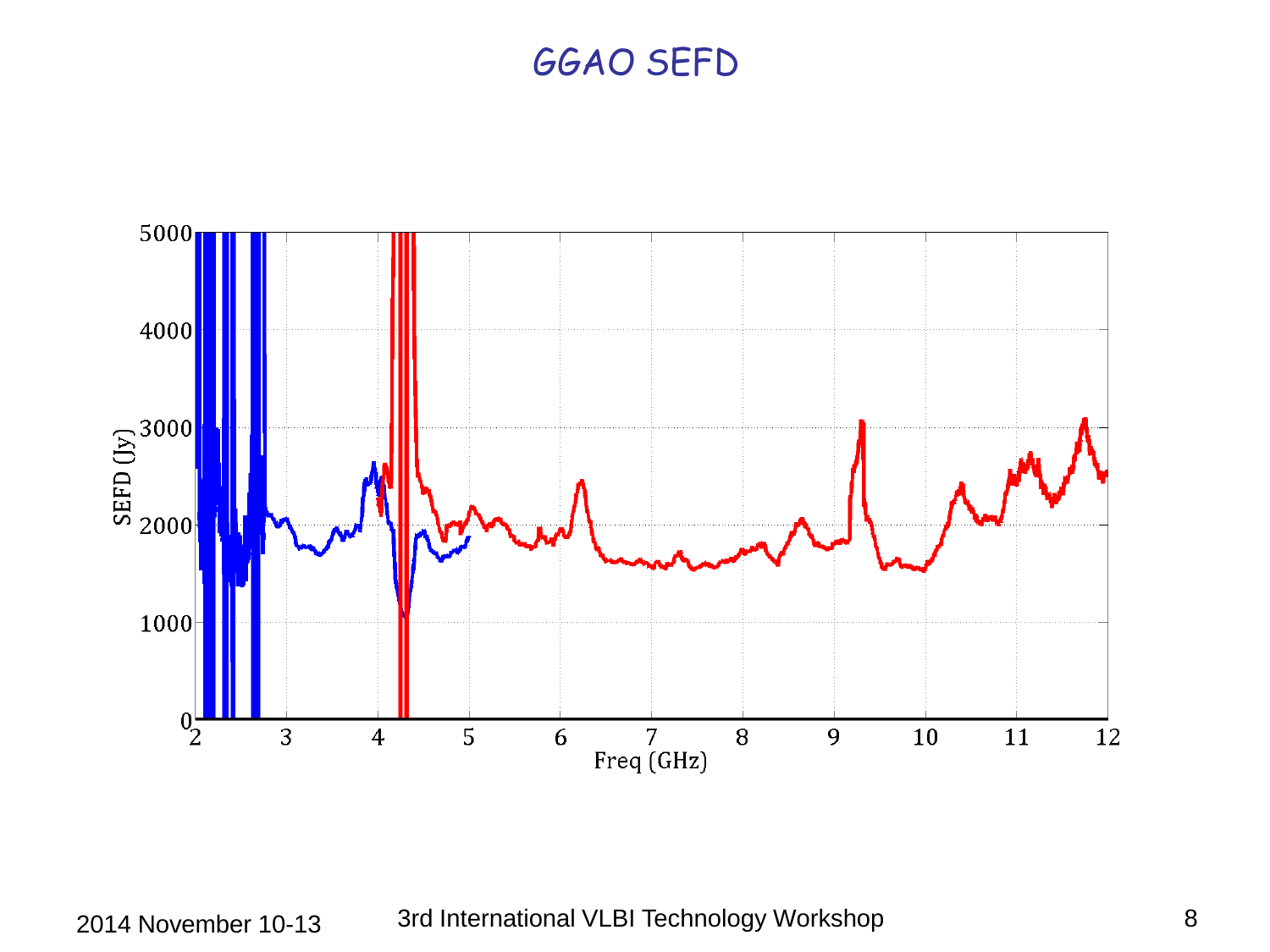# GGAO SEFD

SEFD (Jy)

5000
4000
3000
2000
1000
0

2 3 4 5 6 7 8 9 10 11 12

Freq (GHz)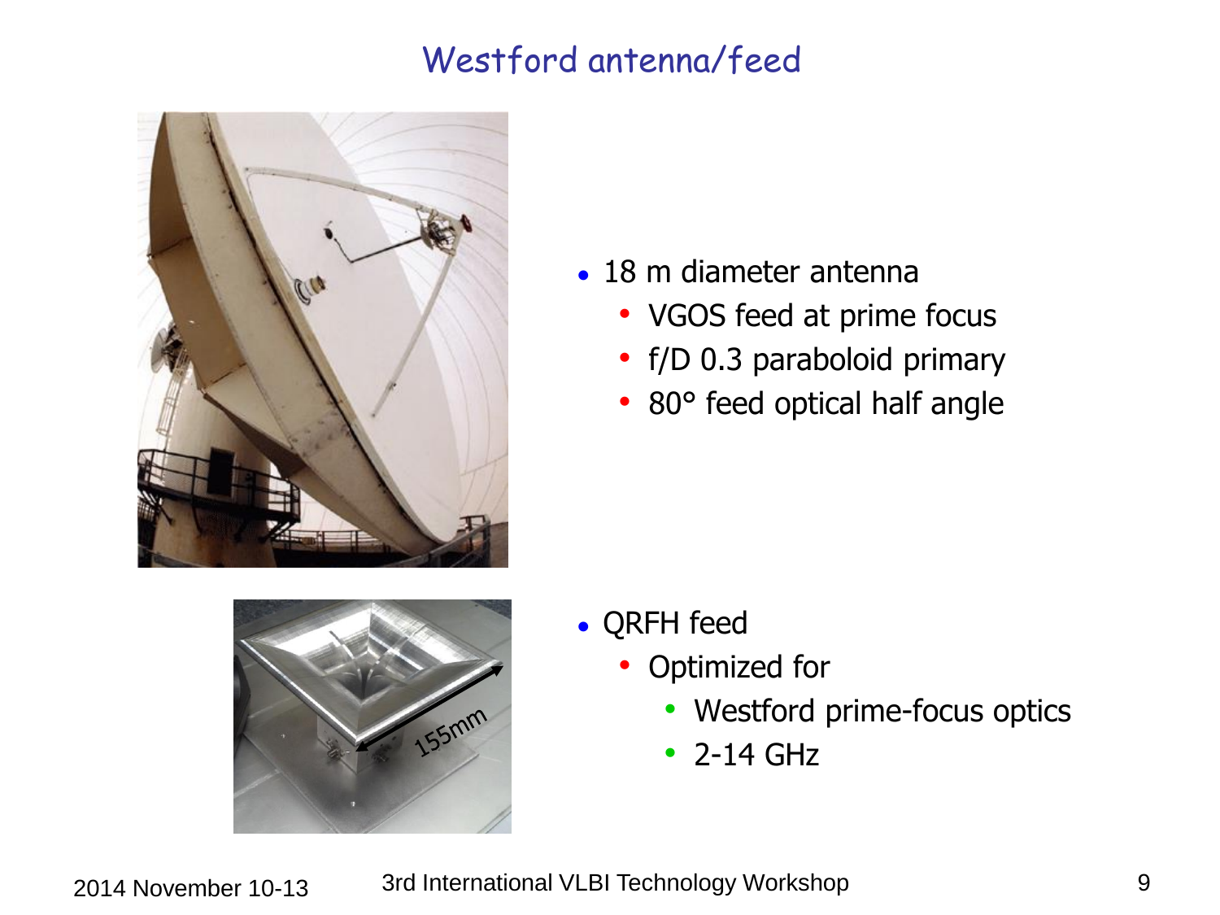# Westford antenna/feed

- 18 m diameter antenna
  - VGOS feed at prime focus
  - f/D 0.3 paraboloid primary
  - 80° feed optical half angle

- QRFH feed
  - Optimized for
    - Westford prime-focus optics
    - 2-14 GHz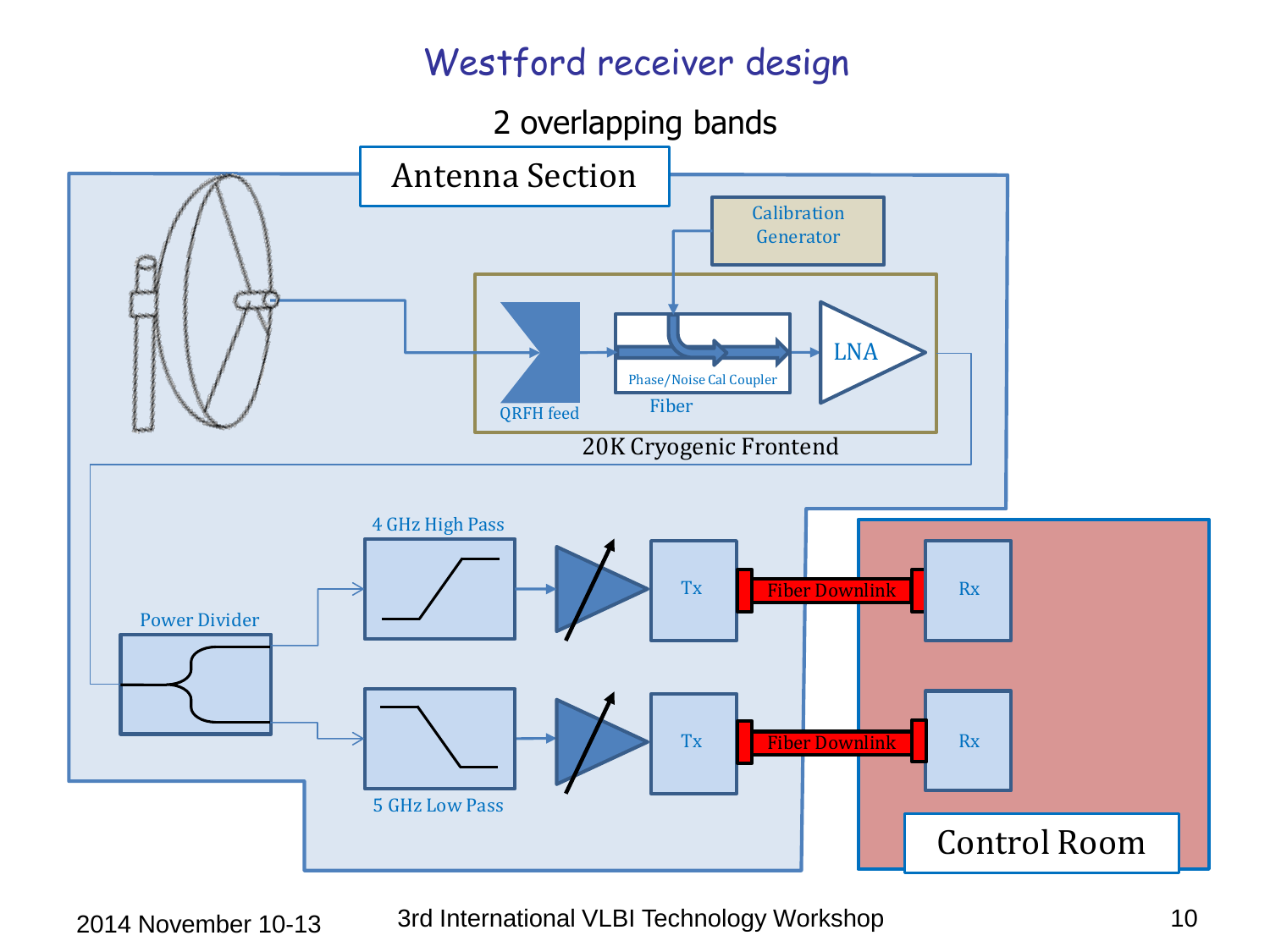# Westford receiver design

2 overlapping bands

Antenna Section

Calibration Generator

QRFH feed

Phase/Noise Cal Coupler

Fiber

LNA

20K Cryogenic Frontend

4 GHz High Pass

Power Divider

5 GHz Low Pass

Tx

Tx

Fiber Downlink

Fiber Downlink

Rx

Rx

Control Room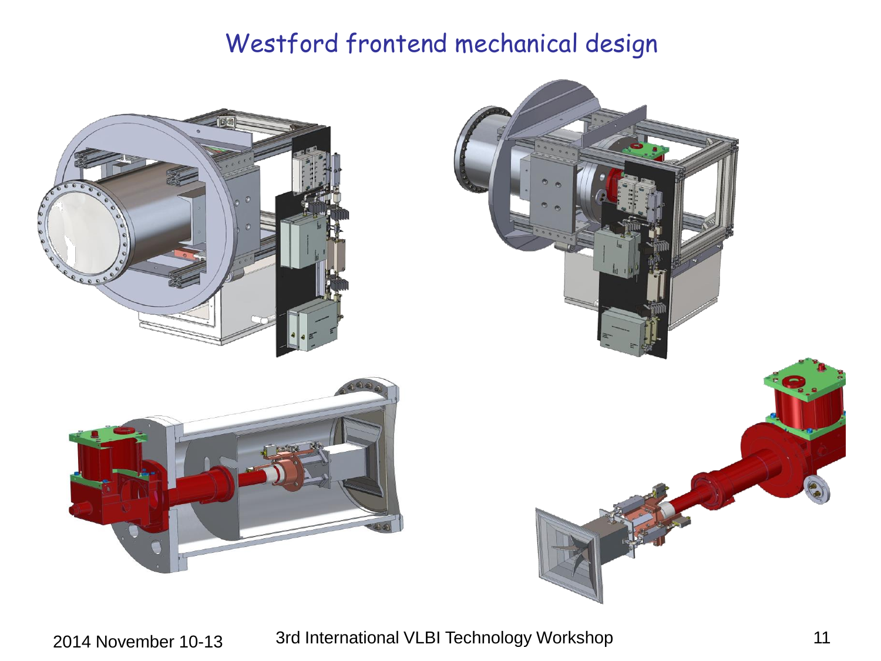# Westford frontend mechanical design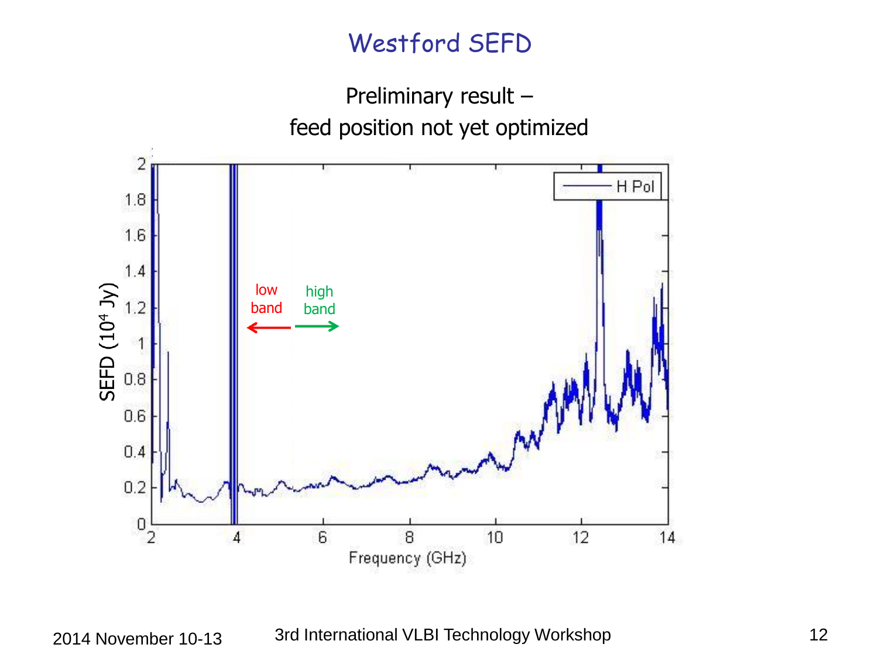# Westford SEFD

Preliminary result –
feed position not yet optimized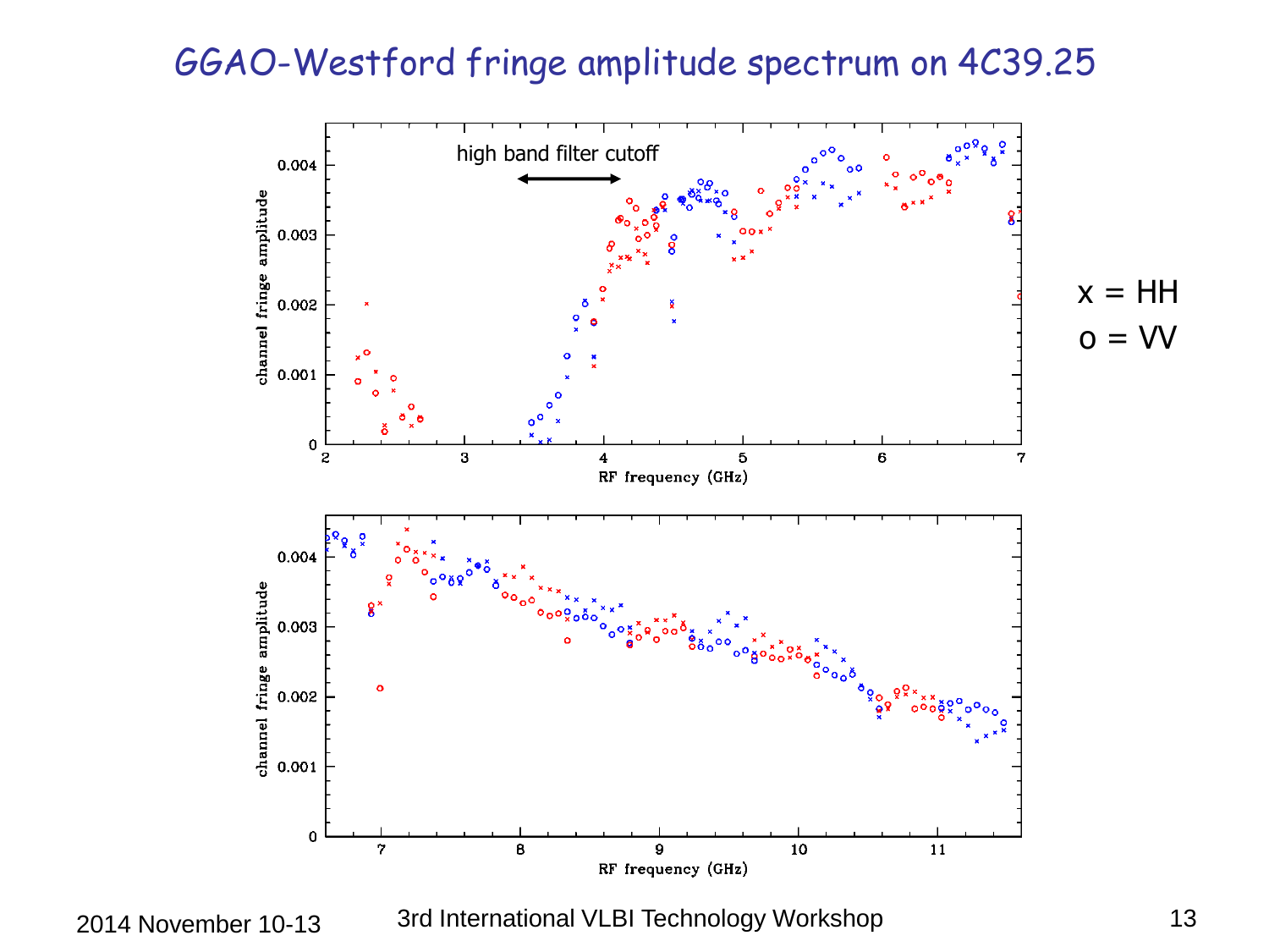# GGAO-Westford fringe amplitude spectrum on 4C39.25

high band filter cutoff

x = HH
o = VV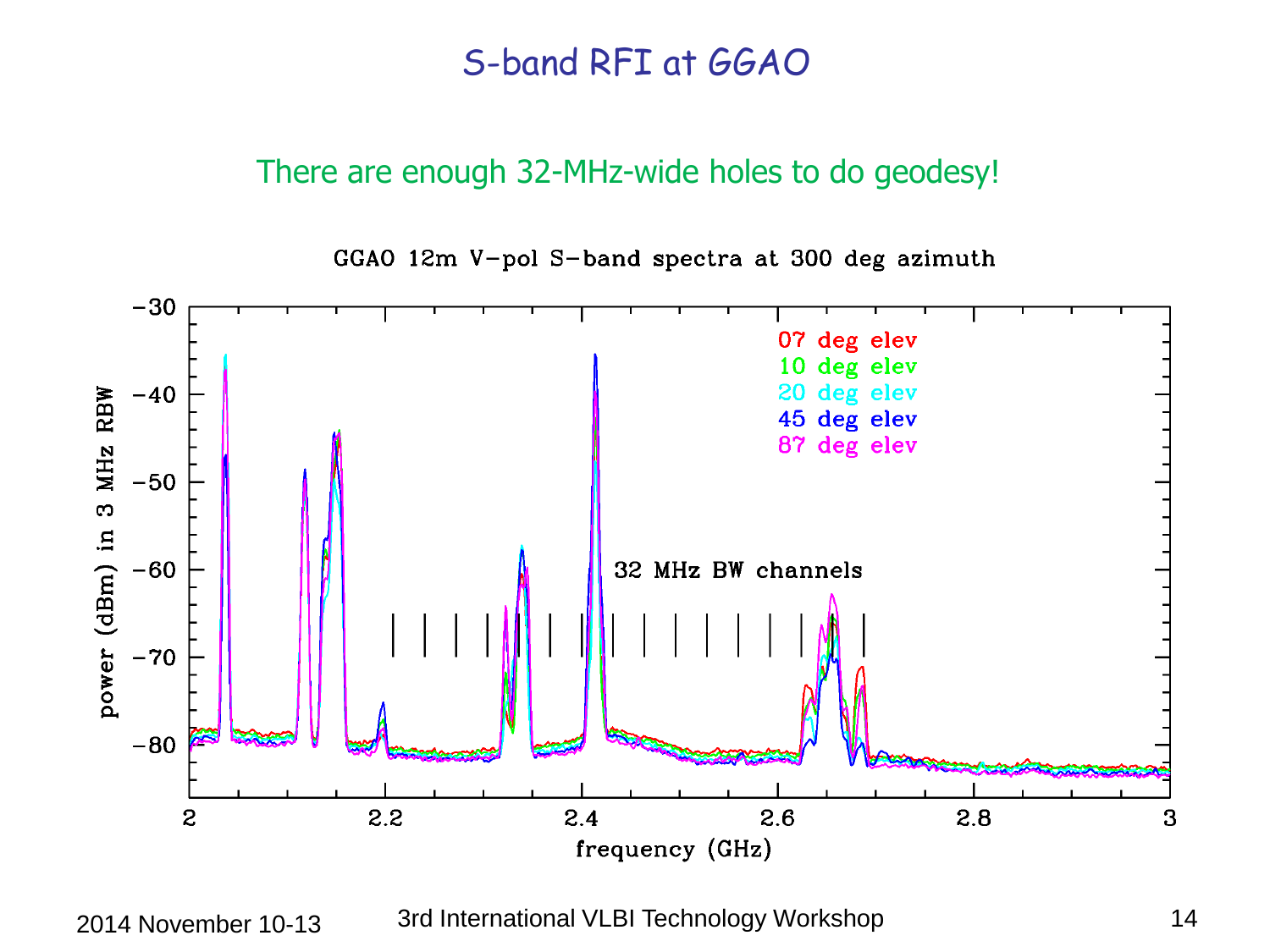# S-band RFI at GGAO

There are enough 32-MHz-wide holes to do geodesy!

GGAO 12m V-pol S-band spectra at 300 deg azimuth

- 07 deg elev
- 10 deg elev
- 20 deg elev
- 45 deg elev
- 87 deg elev

32 MHz BW channels

power (dBm) in 3 MHz RBW

frequency (GHz)

2014 November 10-13 | 3rd International VLBI Technology Workshop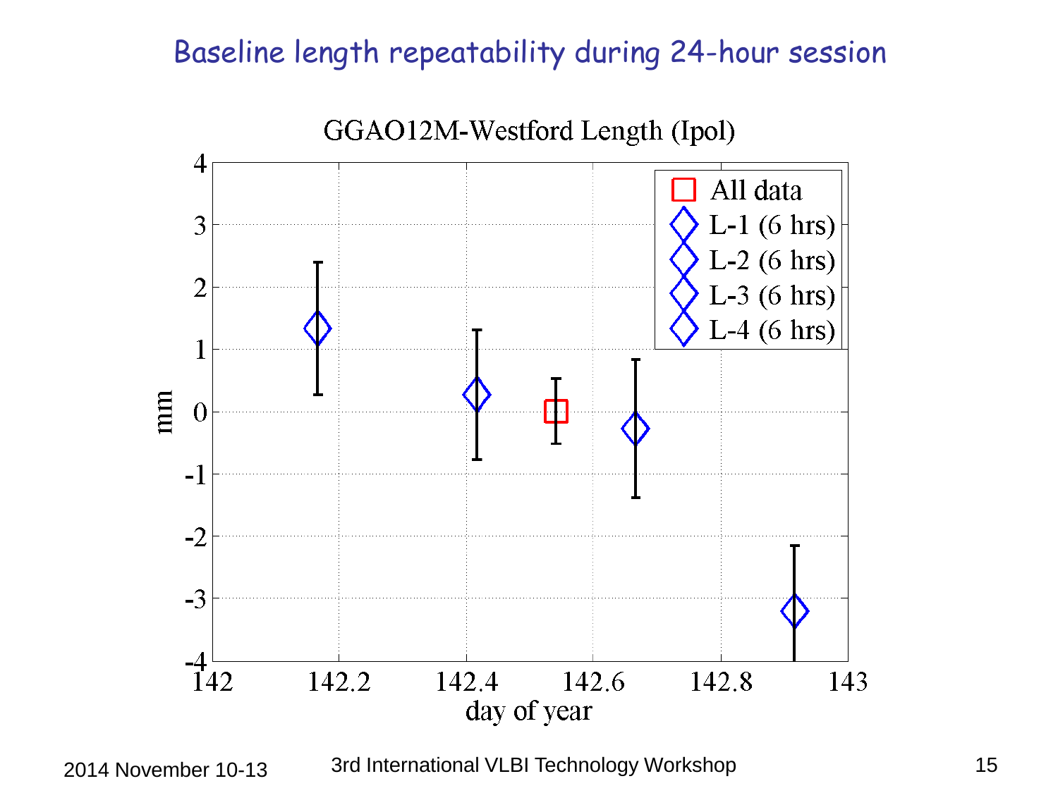# Baseline length repeatability during 24-hour session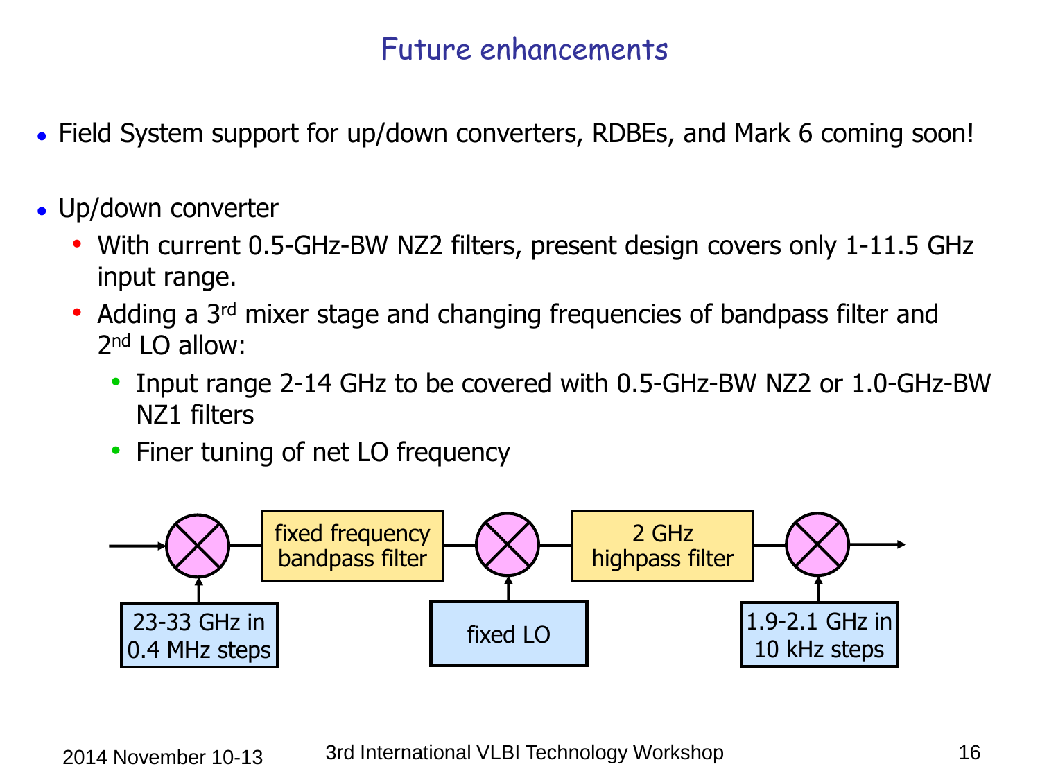# Future enhancements

- Field System support for up/down converters, RDBEs, and Mark 6 coming soon!
- Up/down converter
  - With current 0.5-GHz-BW NZ2 filters, present design covers only 1-11.5 GHz input range.
  - Adding a 3rd mixer stage and changing frequencies of bandpass filter and 2nd LO allow:
    - Input range 2-14 GHz to be covered with 0.5-GHz-BW NZ2 or 1.0-GHz-BW NZ1 filters
    - Finer tuning of net LO frequency

fixed frequency bandpass filter

2 GHz highpass filter

23-33 GHz in 0.4 MHz steps

fixed LO

1.9-2.1 GHz in 10 kHz steps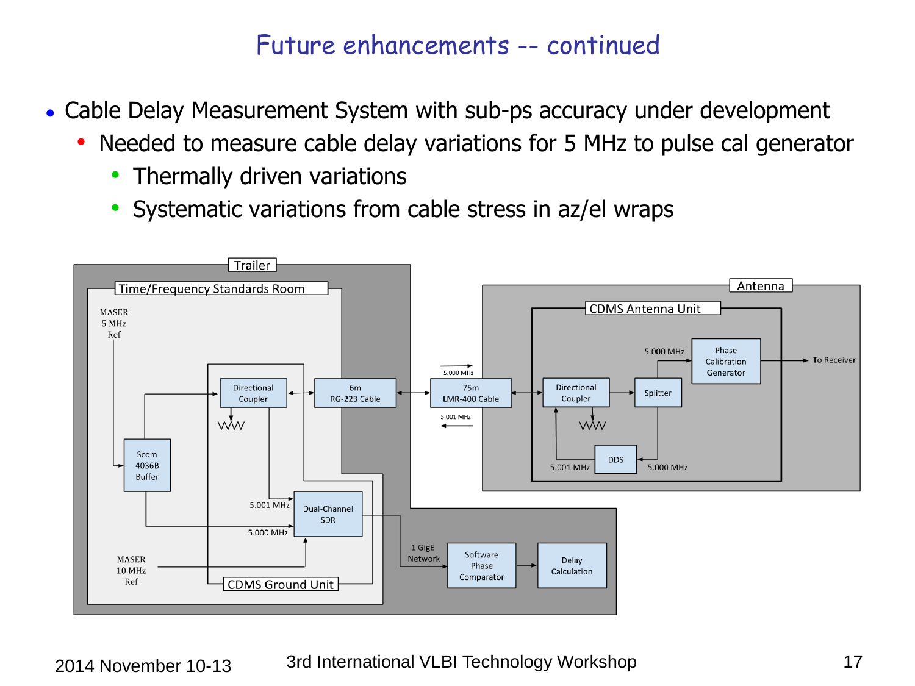# Future enhancements -- continued

- Cable Delay Measurement System with sub-ps accuracy under development
  - Needed to measure cable delay variations for 5 MHz to pulse cal generator
    - Thermally driven variations
    - Systematic variations from cable stress in az/el wraps

Trailer

Time/Frequency Standards Room

MASER 5 MHz Ref

Scom 4036B Buffer

Directional Coupler

6m RG-223 Cable

5.001 MHz

5.000 MHz

Dual-Channel SDR

MASER 10 MHz Ref

CDMS Ground Unit

1 GigE Network

Software Phase Comparator

Delay Calculation

5.000 MHz

5.001 MHz

75m LMR-400 Cable

Antenna

CDMS Antenna Unit

Directional Coupler

Splitter

5.000 MHz

Phase Calibration Generator

To Receiver

DDS

5.001 MHz

5.000 MHz